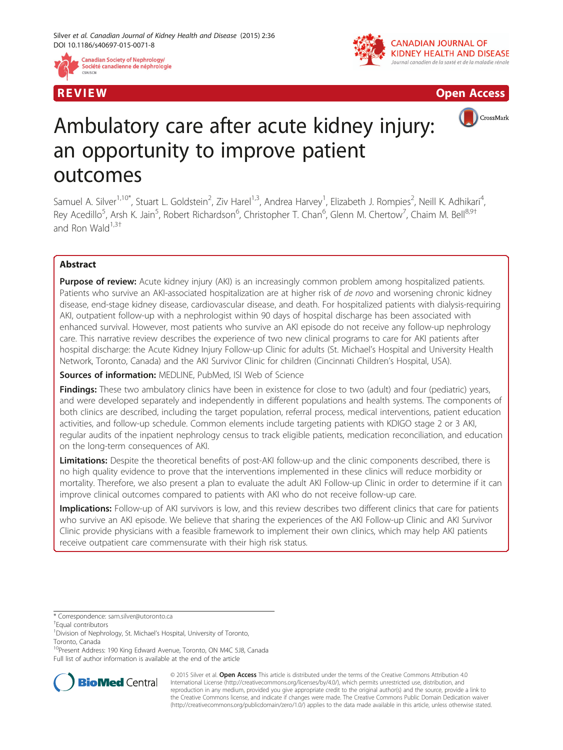REVIEW Open Access

# Ambulatory care after acute kidney injury: an opportunity to improve patient outcomes

Samuel A. Silver[1,10*], Stuart L. Goldstein[2], Ziv Harel[1,3], Andrea Harvey[1], Elizabeth J. Rompies[2], Neill K. Adhikari[4], Rey Acedillo[5], Arsh K. Jain[5], Robert Richardson[6], Christopher T. Chan[6], Glenn M. Chertow[7], Chaim M. Bell[8,9†] and Ron Wald[1,3†]

## Abstract

**Purpose of review:** Acute kidney injury (AKI) is an increasingly common problem among hospitalized patients. Patients who survive an AKI-associated hospitalization are at higher risk of *de novo* and worsening chronic kidney disease, end-stage kidney disease, cardiovascular disease, and death. For hospitalized patients with dialysis-requiring AKI, outpatient follow-up with a nephrologist within 90 days of hospital discharge has been associated with enhanced survival. However, most patients who survive an AKI episode do not receive any follow-up nephrology care. This narrative review describes the experience of two new clinical programs to care for AKI patients after hospital discharge: the Acute Kidney Injury Follow-up Clinic for adults (St. Michael's Hospital and University Health Network, Toronto, Canada) and the AKI Survivor Clinic for children (Cincinnati Children's Hospital, USA).

**Sources of information:** MEDLINE, PubMed, ISI Web of Science

**Findings:** These two ambulatory clinics have been in existence for close to two (adult) and four (pediatric) years, and were developed separately and independently in different populations and health systems. The components of both clinics are described, including the target population, referral process, medical interventions, patient education activities, and follow-up schedule. Common elements include targeting patients with KDIGO stage 2 or 3 AKI, regular audits of the inpatient nephrology census to track eligible patients, medication reconciliation, and education on the long-term consequences of AKI.

**Limitations:** Despite the theoretical benefits of post-AKI follow-up and the clinic components described, there is no high quality evidence to prove that the interventions implemented in these clinics will reduce morbidity or mortality. Therefore, we also present a plan to evaluate the adult AKI Follow-up Clinic in order to determine if it can improve clinical outcomes compared to patients with AKI who do not receive follow-up care.

**Implications:** Follow-up of AKI survivors is low, and this review describes two different clinics that care for patients who survive an AKI episode. We believe that sharing the experiences of the AKI Follow-up Clinic and AKI Survivor Clinic provide physicians with a feasible framework to implement their own clinics, which may help AKI patients receive outpatient care commensurate with their high risk status.

\* Correspondence: sam.silver@utoronto.ca
†Equal contributors
[1]Division of Nephrology, St. Michael's Hospital, University of Toronto, Toronto, Canada
[10]Present Address: 190 King Edward Avenue, Toronto, ON M4C 5J8, Canada
Full list of author information is available at the end of the article

© 2015 Silver et al. **Open Access** This article is distributed under the terms of the Creative Commons Attribution 4.0 International License (http://creativecommons.org/licenses/by/4.0/), which permits unrestricted use, distribution, and reproduction in any medium, provided you give appropriate credit to the original author(s) and the source, provide a link to the Creative Commons license, and indicate if changes were made. The Creative Commons Public Domain Dedication waiver (http://creativecommons.org/publicdomain/zero/1.0/) applies to the data made available in this article, unless otherwise stated.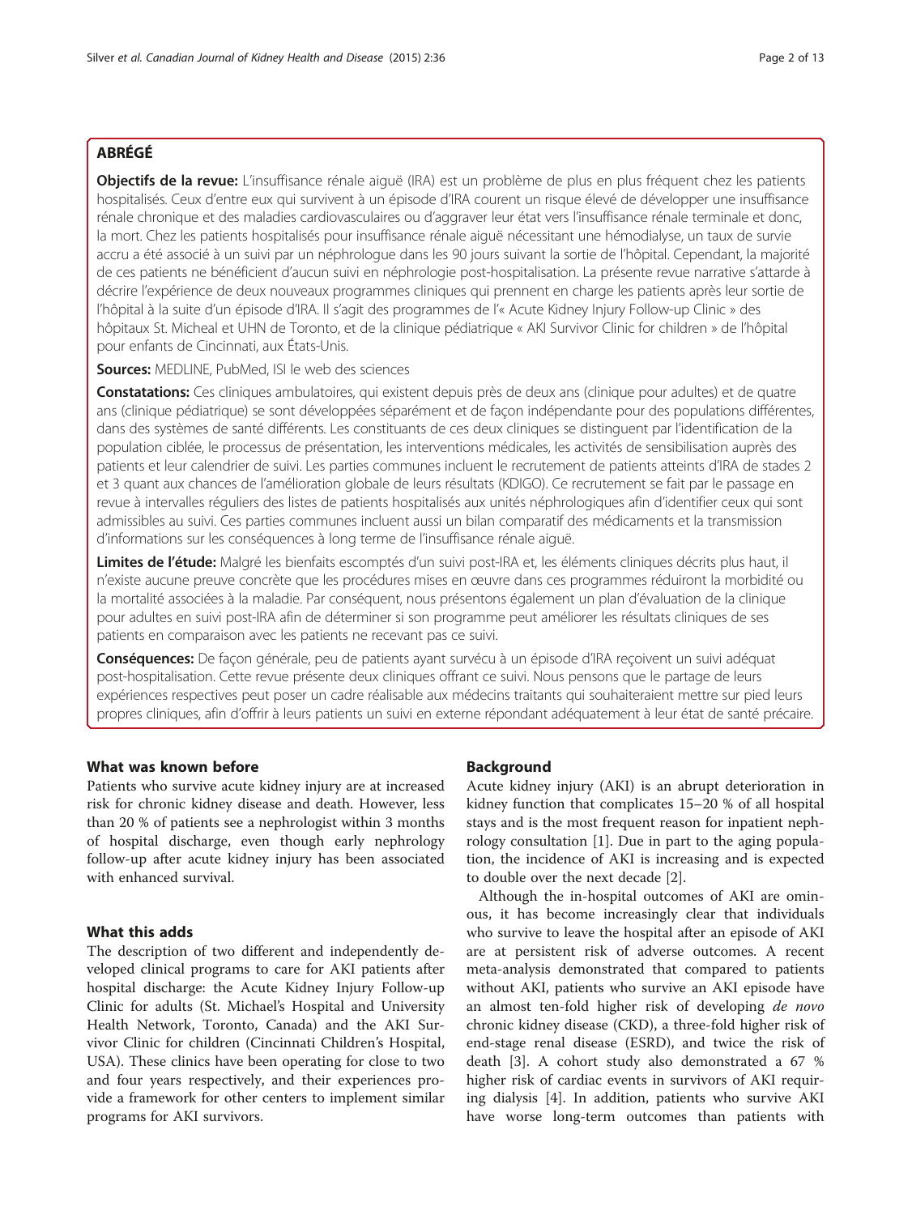## ABRÉGÉ

**Objectifs de la revue:** L'insuffisance rénale aiguë (IRA) est un problème de plus en plus fréquent chez les patients hospitalisés. Ceux d'entre eux qui survivent à un épisode d'IRA courent un risque élevé de développer une insuffisance rénale chronique et des maladies cardiovasculaires ou d'aggraver leur état vers l'insuffisance rénale terminale et donc, la mort. Chez les patients hospitalisés pour insuffisance rénale aiguë nécessitant une hémodialyse, un taux de survie accru a été associé à un suivi par un néphrologue dans les 90 jours suivant la sortie de l'hôpital. Cependant, la majorité de ces patients ne bénéficient d'aucun suivi en néphrologie post-hospitalisation. La présente revue narrative s'attarde à décrire l'expérience de deux nouveaux programmes cliniques qui prennent en charge les patients après leur sortie de l'hôpital à la suite d'un épisode d'IRA. Il s'agit des programmes de l'« Acute Kidney Injury Follow-up Clinic » des hôpitaux St. Micheal et UHN de Toronto, et de la clinique pédiatrique « AKI Survivor Clinic for children » de l'hôpital pour enfants de Cincinnati, aux États-Unis.

**Sources:** MEDLINE, PubMed, ISI le web des sciences

**Constatations:** Ces cliniques ambulatoires, qui existent depuis près de deux ans (clinique pour adultes) et de quatre ans (clinique pédiatrique) se sont développées séparément et de façon indépendante pour des populations différentes, dans des systèmes de santé différents. Les constituants de ces deux cliniques se distinguent par l'identification de la population ciblée, le processus de présentation, les interventions médicales, les activités de sensibilisation auprès des patients et leur calendrier de suivi. Les parties communes incluent le recrutement de patients atteints d'IRA de stades 2 et 3 quant aux chances de l'amélioration globale de leurs résultats (KDIGO). Ce recrutement se fait par le passage en revue à intervalles réguliers des listes de patients hospitalisés aux unités néphrologiques afin d'identifier ceux qui sont admissibles au suivi. Ces parties communes incluent aussi un bilan comparatif des médicaments et la transmission d'informations sur les conséquences à long terme de l'insuffisance rénale aiguë.

**Limites de l'étude:** Malgré les bienfaits escomptés d'un suivi post-IRA et, les éléments cliniques décrits plus haut, il n'existe aucune preuve concrète que les procédures mises en œuvre dans ces programmes réduiront la morbidité ou la mortalité associées à la maladie. Par conséquent, nous présentons également un plan d'évaluation de la clinique pour adultes en suivi post-IRA afin de déterminer si son programme peut améliorer les résultats cliniques de ses patients en comparaison avec les patients ne recevant pas ce suivi.

**Conséquences:** De façon générale, peu de patients ayant survécu à un épisode d'IRA reçoivent un suivi adéquat post-hospitalisation. Cette revue présente deux cliniques offrant ce suivi. Nous pensons que le partage de leurs expériences respectives peut poser un cadre réalisable aux médecins traitants qui souhaiteraient mettre sur pied leurs propres cliniques, afin d'offrir à leurs patients un suivi en externe répondant adéquatement à leur état de santé précaire.

### What was known before

Patients who survive acute kidney injury are at increased risk for chronic kidney disease and death. However, less than 20 % of patients see a nephrologist within 3 months of hospital discharge, even though early nephrology follow-up after acute kidney injury has been associated with enhanced survival.

### What this adds

The description of two different and independently developed clinical programs to care for AKI patients after hospital discharge: the Acute Kidney Injury Follow-up Clinic for adults (St. Michael's Hospital and University Health Network, Toronto, Canada) and the AKI Survivor Clinic for children (Cincinnati Children's Hospital, USA). These clinics have been operating for close to two and four years respectively, and their experiences provide a framework for other centers to implement similar programs for AKI survivors.

## Background

Acute kidney injury (AKI) is an abrupt deterioration in kidney function that complicates 15–20 % of all hospital stays and is the most frequent reason for inpatient nephrology consultation [1]. Due in part to the aging population, the incidence of AKI is increasing and is expected to double over the next decade [2].

Although the in-hospital outcomes of AKI are ominous, it has become increasingly clear that individuals who survive to leave the hospital after an episode of AKI are at persistent risk of adverse outcomes. A recent meta-analysis demonstrated that compared to patients without AKI, patients who survive an AKI episode have an almost ten-fold higher risk of developing *de novo* chronic kidney disease (CKD), a three-fold higher risk of end-stage renal disease (ESRD), and twice the risk of death [3]. A cohort study also demonstrated a 67 % higher risk of cardiac events in survivors of AKI requiring dialysis [4]. In addition, patients who survive AKI have worse long-term outcomes than patients with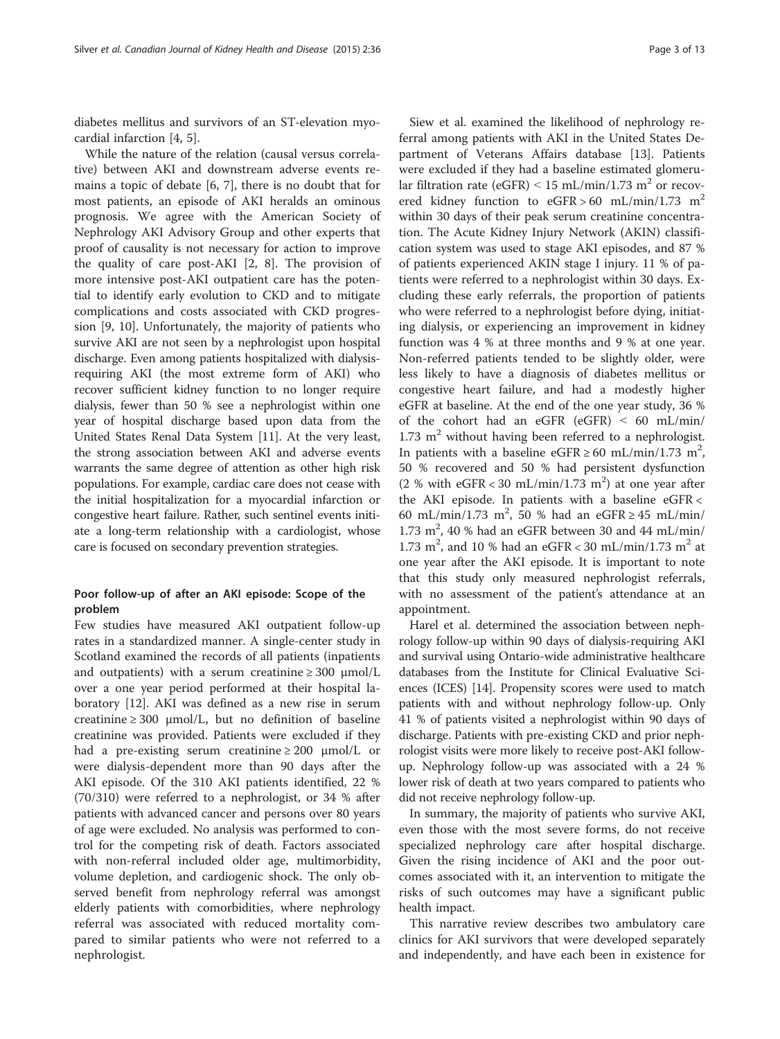diabetes mellitus and survivors of an ST-elevation myocardial infarction [4, 5].

While the nature of the relation (causal versus correlative) between AKI and downstream adverse events remains a topic of debate [6, 7], there is no doubt that for most patients, an episode of AKI heralds an ominous prognosis. We agree with the American Society of Nephrology AKI Advisory Group and other experts that proof of causality is not necessary for action to improve the quality of care post-AKI [2, 8]. The provision of more intensive post-AKI outpatient care has the potential to identify early evolution to CKD and to mitigate complications and costs associated with CKD progression [9, 10]. Unfortunately, the majority of patients who survive AKI are not seen by a nephrologist upon hospital discharge. Even among patients hospitalized with dialysis-requiring AKI (the most extreme form of AKI) who recover sufficient kidney function to no longer require dialysis, fewer than 50 % see a nephrologist within one year of hospital discharge based upon data from the United States Renal Data System [11]. At the very least, the strong association between AKI and adverse events warrants the same degree of attention as other high risk populations. For example, cardiac care does not cease with the initial hospitalization for a myocardial infarction or congestive heart failure. Rather, such sentinel events initiate a long-term relationship with a cardiologist, whose care is focused on secondary prevention strategies.

## Poor follow-up of after an AKI episode: Scope of the problem

Few studies have measured AKI outpatient follow-up rates in a standardized manner. A single-center study in Scotland examined the records of all patients (inpatients and outpatients) with a serum creatinine ≥ 300 μmol/L over a one year period performed at their hospital laboratory [12]. AKI was defined as a new rise in serum creatinine ≥ 300 μmol/L, but no definition of baseline creatinine was provided. Patients were excluded if they had a pre-existing serum creatinine ≥ 200 μmol/L or were dialysis-dependent more than 90 days after the AKI episode. Of the 310 AKI patients identified, 22 % (70/310) were referred to a nephrologist, or 34 % after patients with advanced cancer and persons over 80 years of age were excluded. No analysis was performed to control for the competing risk of death. Factors associated with non-referral included older age, multimorbidity, volume depletion, and cardiogenic shock. The only observed benefit from nephrology referral was amongst elderly patients with comorbidities, where nephrology referral was associated with reduced mortality compared to similar patients who were not referred to a nephrologist.

Siew et al. examined the likelihood of nephrology referral among patients with AKI in the United States Department of Veterans Affairs database [13]. Patients were excluded if they had a baseline estimated glomerular filtration rate (eGFR) < 15 mL/min/1.73 $m^2$ or recovered kidney function to eGFR > 60 mL/min/1.73 $m^2$ within 30 days of their peak serum creatinine concentration. The Acute Kidney Injury Network (AKIN) classification system was used to stage AKI episodes, and 87 % of patients experienced AKIN stage I injury. 11 % of patients were referred to a nephrologist within 30 days. Excluding these early referrals, the proportion of patients who were referred to a nephrologist before dying, initiating dialysis, or experiencing an improvement in kidney function was 4 % at three months and 9 % at one year. Non-referred patients tended to be slightly older, were less likely to have a diagnosis of diabetes mellitus or congestive heart failure, and had a modestly higher eGFR at baseline. At the end of the one year study, 36 % of the cohort had an eGFR (eGFR) < 60 mL/min/1.73 $m^2$ without having been referred to a nephrologist. In patients with a baseline eGFR ≥ 60 mL/min/1.73 $m^2$, 50 % recovered and 50 % had persistent dysfunction (2 % with eGFR < 30 mL/min/1.73 $m^2$) at one year after the AKI episode. In patients with a baseline eGFR < 60 mL/min/1.73 $m^2$, 50 % had an eGFR ≥ 45 mL/min/1.73 $m^2$, 40 % had an eGFR between 30 and 44 mL/min/1.73 $m^2$, and 10 % had an eGFR < 30 mL/min/1.73 $m^2$ at one year after the AKI episode. It is important to note that this study only measured nephrologist referrals, with no assessment of the patient's attendance at an appointment.

Harel et al. determined the association between nephrology follow-up within 90 days of dialysis-requiring AKI and survival using Ontario-wide administrative healthcare databases from the Institute for Clinical Evaluative Sciences (ICES) [14]. Propensity scores were used to match patients with and without nephrology follow-up. Only 41 % of patients visited a nephrologist within 90 days of discharge. Patients with pre-existing CKD and prior nephrologist visits were more likely to receive post-AKI follow-up. Nephrology follow-up was associated with a 24 % lower risk of death at two years compared to patients who did not receive nephrology follow-up.

In summary, the majority of patients who survive AKI, even those with the most severe forms, do not receive specialized nephrology care after hospital discharge. Given the rising incidence of AKI and the poor outcomes associated with it, an intervention to mitigate the risks of such outcomes may have a significant public health impact.

This narrative review describes two ambulatory care clinics for AKI survivors that were developed separately and independently, and have each been in existence for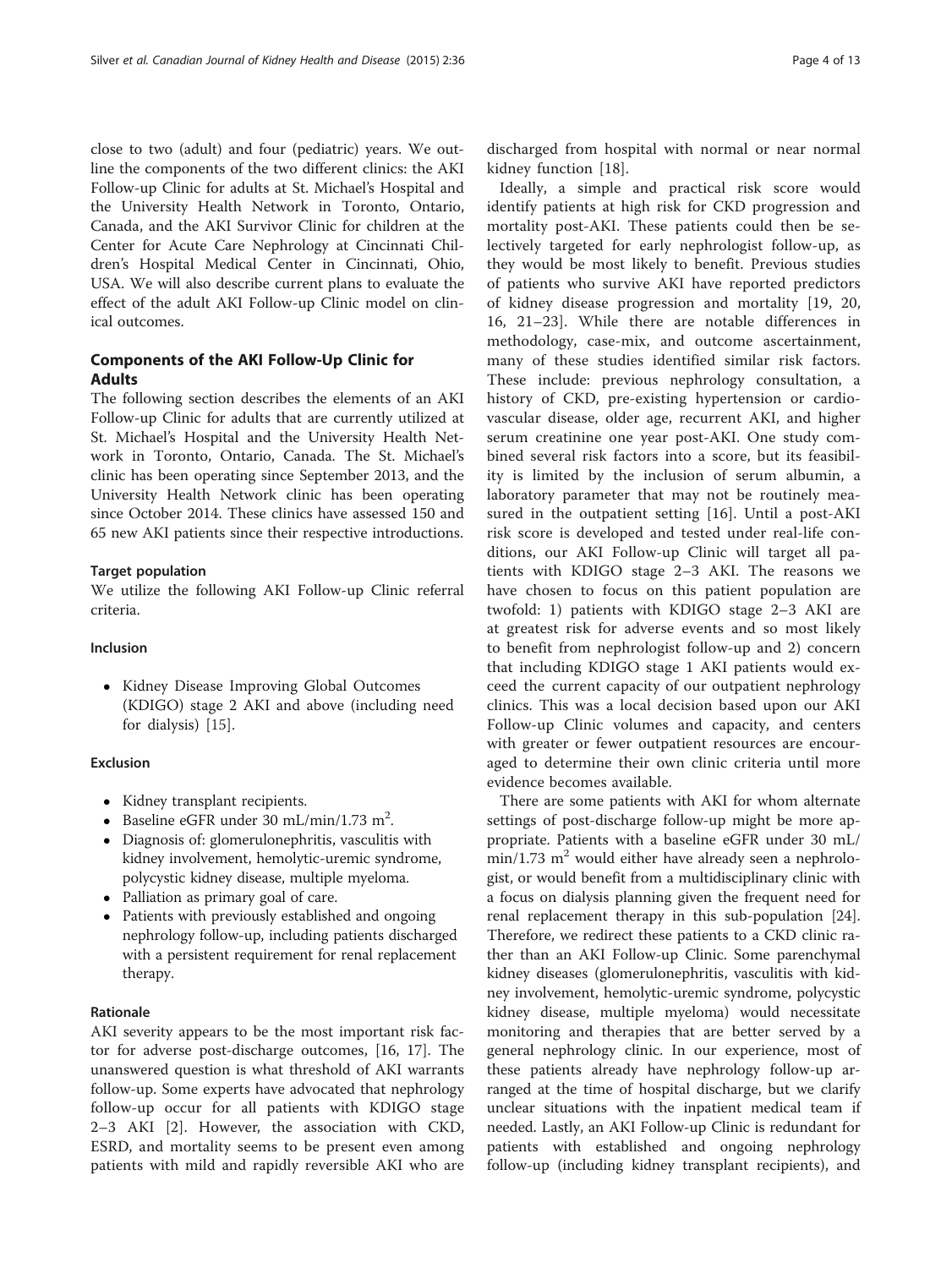close to two (adult) and four (pediatric) years. We outline the components of the two different clinics: the AKI Follow-up Clinic for adults at St. Michael's Hospital and the University Health Network in Toronto, Ontario, Canada, and the AKI Survivor Clinic for children at the Center for Acute Care Nephrology at Cincinnati Children's Hospital Medical Center in Cincinnati, Ohio, USA. We will also describe current plans to evaluate the effect of the adult AKI Follow-up Clinic model on clinical outcomes.

## Components of the AKI Follow-Up Clinic for Adults

The following section describes the elements of an AKI Follow-up Clinic for adults that are currently utilized at St. Michael's Hospital and the University Health Network in Toronto, Ontario, Canada. The St. Michael's clinic has been operating since September 2013, and the University Health Network clinic has been operating since October 2014. These clinics have assessed 150 and 65 new AKI patients since their respective introductions.

### Target population

We utilize the following AKI Follow-up Clinic referral criteria.

#### Inclusion

- Kidney Disease Improving Global Outcomes (KDIGO) stage 2 AKI and above (including need for dialysis) [15].

#### Exclusion

- Kidney transplant recipients.
- Baseline eGFR under 30 mL/min/1.73 $m^2$.
- Diagnosis of: glomerulonephritis, vasculitis with kidney involvement, hemolytic-uremic syndrome, polycystic kidney disease, multiple myeloma.
- Palliation as primary goal of care.
- Patients with previously established and ongoing nephrology follow-up, including patients discharged with a persistent requirement for renal replacement therapy.

#### Rationale

AKI severity appears to be the most important risk factor for adverse post-discharge outcomes, [16, 17]. The unanswered question is what threshold of AKI warrants follow-up. Some experts have advocated that nephrology follow-up occur for all patients with KDIGO stage 2–3 AKI [2]. However, the association with CKD, ESRD, and mortality seems to be present even among patients with mild and rapidly reversible AKI who are discharged from hospital with normal or near normal kidney function [18].

Ideally, a simple and practical risk score would identify patients at high risk for CKD progression and mortality post-AKI. These patients could then be selectively targeted for early nephrologist follow-up, as they would be most likely to benefit. Previous studies of patients who survive AKI have reported predictors of kidney disease progression and mortality [19, 20, 16, 21–23]. While there are notable differences in methodology, case-mix, and outcome ascertainment, many of these studies identified similar risk factors. These include: previous nephrology consultation, a history of CKD, pre-existing hypertension or cardiovascular disease, older age, recurrent AKI, and higher serum creatinine one year post-AKI. One study combined several risk factors into a score, but its feasibility is limited by the inclusion of serum albumin, a laboratory parameter that may not be routinely measured in the outpatient setting [16]. Until a post-AKI risk score is developed and tested under real-life conditions, our AKI Follow-up Clinic will target all patients with KDIGO stage 2–3 AKI. The reasons we have chosen to focus on this patient population are twofold: 1) patients with KDIGO stage 2–3 AKI are at greatest risk for adverse events and so most likely to benefit from nephrologist follow-up and 2) concern that including KDIGO stage 1 AKI patients would exceed the current capacity of our outpatient nephrology clinics. This was a local decision based upon our AKI Follow-up Clinic volumes and capacity, and centers with greater or fewer outpatient resources are encouraged to determine their own clinic criteria until more evidence becomes available.

There are some patients with AKI for whom alternate settings of post-discharge follow-up might be more appropriate. Patients with a baseline eGFR under 30 mL/min/1.73 $m^2$ would either have already seen a nephrologist, or would benefit from a multidisciplinary clinic with a focus on dialysis planning given the frequent need for renal replacement therapy in this sub-population [24]. Therefore, we redirect these patients to a CKD clinic rather than an AKI Follow-up Clinic. Some parenchymal kidney diseases (glomerulonephritis, vasculitis with kidney involvement, hemolytic-uremic syndrome, polycystic kidney disease, multiple myeloma) would necessitate monitoring and therapies that are better served by a general nephrology clinic. In our experience, most of these patients already have nephrology follow-up arranged at the time of hospital discharge, but we clarify unclear situations with the inpatient medical team if needed. Lastly, an AKI Follow-up Clinic is redundant for patients with established and ongoing nephrology follow-up (including kidney transplant recipients), and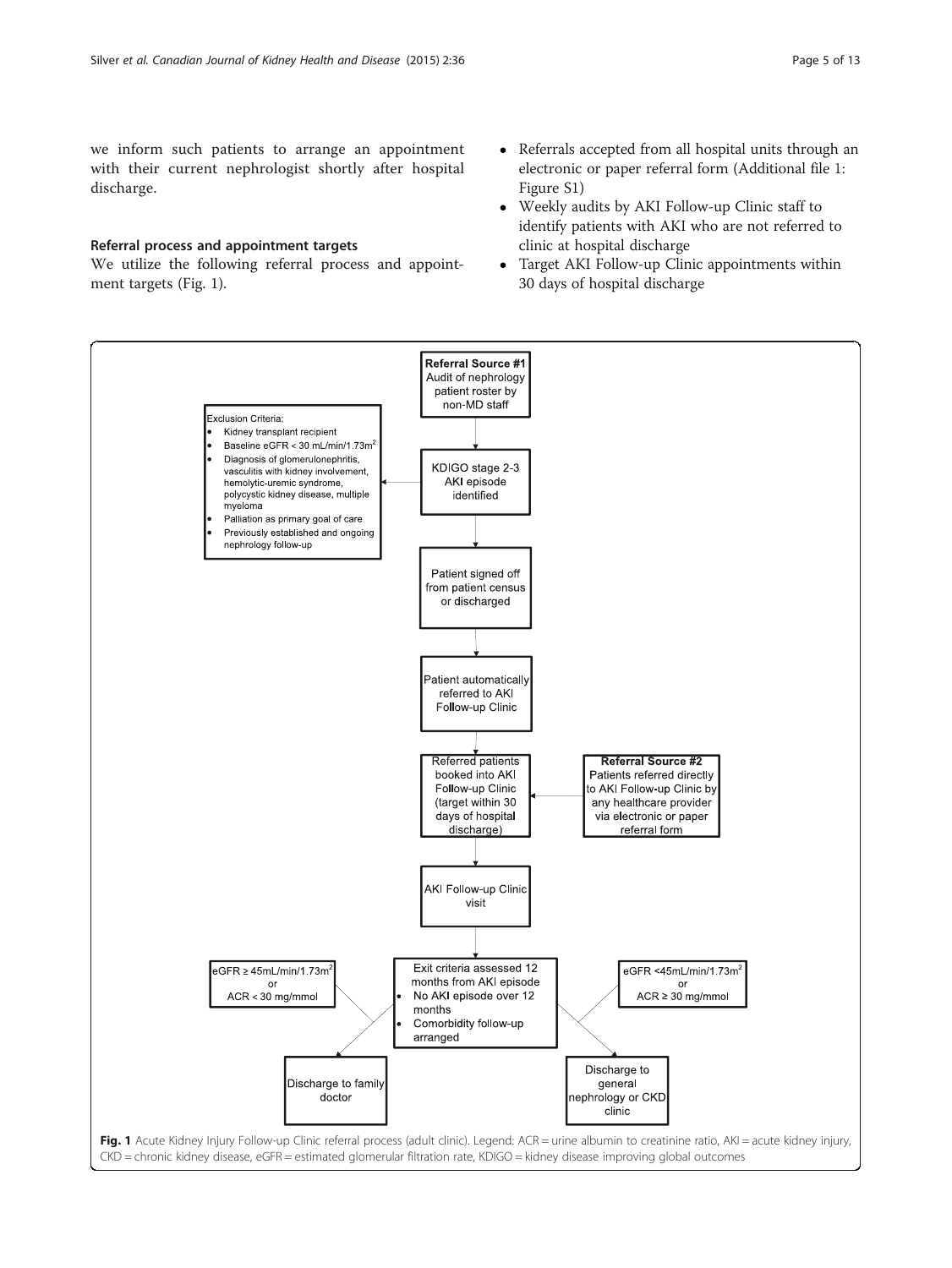we inform such patients to arrange an appointment with their current nephrologist shortly after hospital discharge.

### Referral process and appointment targets

We utilize the following referral process and appointment targets (Fig. 1).

- Referrals accepted from all hospital units through an electronic or paper referral form (Additional file 1: Figure S1)
- Weekly audits by AKI Follow-up Clinic staff to identify patients with AKI who are not referred to clinic at hospital discharge
- Target AKI Follow-up Clinic appointments within 30 days of hospital discharge

**Referral Source #1** Audit of nephrology patient roster by non-MD staff

KDIGO stage 2-3 AKI episode identified

Exclusion Criteria:

- Kidney transplant recipient
- Baseline eGFR < 30 mL/min/1.73m[2]
- Diagnosis of glomerulonephritis, vasculitis with kidney involvement, hemolytic-uremic syndrome, polycystic kidney disease, multiple myeloma
- Palliation as primary goal of care
- Previously established and ongoing nephrology follow-up

Patient signed off from patient census or discharged

Patient automatically referred to AKI Follow-up Clinic

Referred patients booked into AKI Follow-up Clinic (target within 30 days of hospital discharge)

**Referral Source #2** Patients referred directly to AKI Follow-up Clinic by any healthcare provider via electronic or paper referral form

AKI Follow-up Clinic visit

Exit criteria assessed 12 months from AKI episode

- No AKI episode over 12 months
- Comorbidity follow-up arranged

eGFR ≥ 45mL/min/1.73m[2] or ACR < 30 mg/mmol → Discharge to family doctor

eGFR <45mL/min/1.73m[2] or ACR ≥ 30 mg/mmol → Discharge to general nephrology or CKD clinic

**Fig. 1** Acute Kidney Injury Follow-up Clinic referral process (adult clinic). Legend: ACR = urine albumin to creatinine ratio, AKI = acute kidney injury, CKD = chronic kidney disease, eGFR = estimated glomerular filtration rate, KDIGO = kidney disease improving global outcomes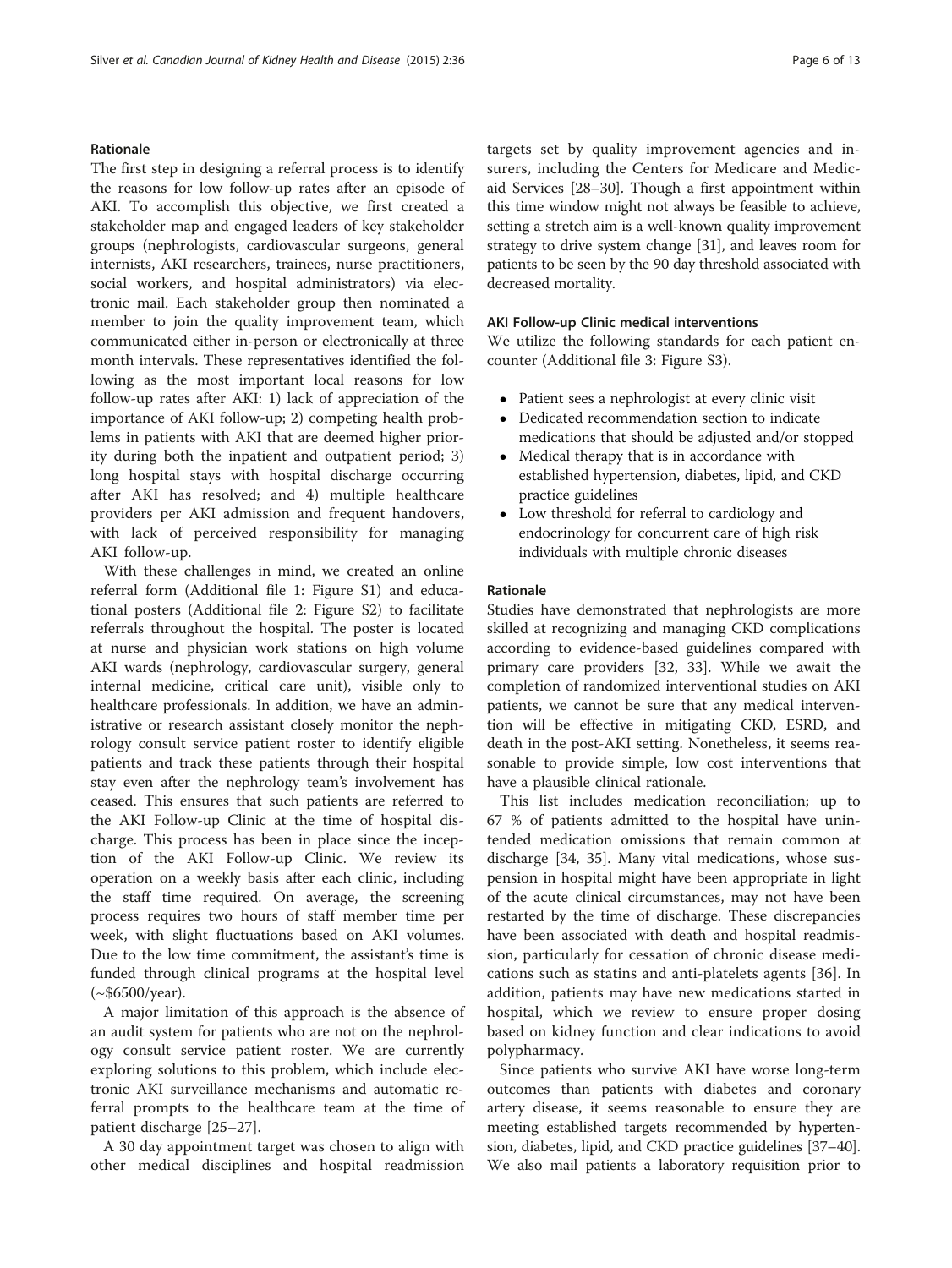### Rationale

The first step in designing a referral process is to identify the reasons for low follow-up rates after an episode of AKI. To accomplish this objective, we first created a stakeholder map and engaged leaders of key stakeholder groups (nephrologists, cardiovascular surgeons, general internists, AKI researchers, trainees, nurse practitioners, social workers, and hospital administrators) via electronic mail. Each stakeholder group then nominated a member to join the quality improvement team, which communicated either in-person or electronically at three month intervals. These representatives identified the following as the most important local reasons for low follow-up rates after AKI: 1) lack of appreciation of the importance of AKI follow-up; 2) competing health problems in patients with AKI that are deemed higher priority during both the inpatient and outpatient period; 3) long hospital stays with hospital discharge occurring after AKI has resolved; and 4) multiple healthcare providers per AKI admission and frequent handovers, with lack of perceived responsibility for managing AKI follow-up.

With these challenges in mind, we created an online referral form (Additional file 1: Figure S1) and educational posters (Additional file 2: Figure S2) to facilitate referrals throughout the hospital. The poster is located at nurse and physician work stations on high volume AKI wards (nephrology, cardiovascular surgery, general internal medicine, critical care unit), visible only to healthcare professionals. In addition, we have an administrative or research assistant closely monitor the nephrology consult service patient roster to identify eligible patients and track these patients through their hospital stay even after the nephrology team's involvement has ceased. This ensures that such patients are referred to the AKI Follow-up Clinic at the time of hospital discharge. This process has been in place since the inception of the AKI Follow-up Clinic. We review its operation on a weekly basis after each clinic, including the staff time required. On average, the screening process requires two hours of staff member time per week, with slight fluctuations based on AKI volumes. Due to the low time commitment, the assistant's time is funded through clinical programs at the hospital level (~$6500/year).

A major limitation of this approach is the absence of an audit system for patients who are not on the nephrology consult service patient roster. We are currently exploring solutions to this problem, which include electronic AKI surveillance mechanisms and automatic referral prompts to the healthcare team at the time of patient discharge [25–27].

A 30 day appointment target was chosen to align with other medical disciplines and hospital readmission targets set by quality improvement agencies and insurers, including the Centers for Medicare and Medicaid Services [28–30]. Though a first appointment within this time window might not always be feasible to achieve, setting a stretch aim is a well-known quality improvement strategy to drive system change [31], and leaves room for patients to be seen by the 90 day threshold associated with decreased mortality.

### AKI Follow-up Clinic medical interventions

We utilize the following standards for each patient encounter (Additional file 3: Figure S3).

- Patient sees a nephrologist at every clinic visit
- Dedicated recommendation section to indicate medications that should be adjusted and/or stopped
- Medical therapy that is in accordance with established hypertension, diabetes, lipid, and CKD practice guidelines
- Low threshold for referral to cardiology and endocrinology for concurrent care of high risk individuals with multiple chronic diseases

### Rationale

Studies have demonstrated that nephrologists are more skilled at recognizing and managing CKD complications according to evidence-based guidelines compared with primary care providers [32, 33]. While we await the completion of randomized interventional studies on AKI patients, we cannot be sure that any medical intervention will be effective in mitigating CKD, ESRD, and death in the post-AKI setting. Nonetheless, it seems reasonable to provide simple, low cost interventions that have a plausible clinical rationale.

This list includes medication reconciliation; up to 67 % of patients admitted to the hospital have unintended medication omissions that remain common at discharge [34, 35]. Many vital medications, whose suspension in hospital might have been appropriate in light of the acute clinical circumstances, may not have been restarted by the time of discharge. These discrepancies have been associated with death and hospital readmission, particularly for cessation of chronic disease medications such as statins and anti-platelets agents [36]. In addition, patients may have new medications started in hospital, which we review to ensure proper dosing based on kidney function and clear indications to avoid polypharmacy.

Since patients who survive AKI have worse long-term outcomes than patients with diabetes and coronary artery disease, it seems reasonable to ensure they are meeting established targets recommended by hypertension, diabetes, lipid, and CKD practice guidelines [37–40]. We also mail patients a laboratory requisition prior to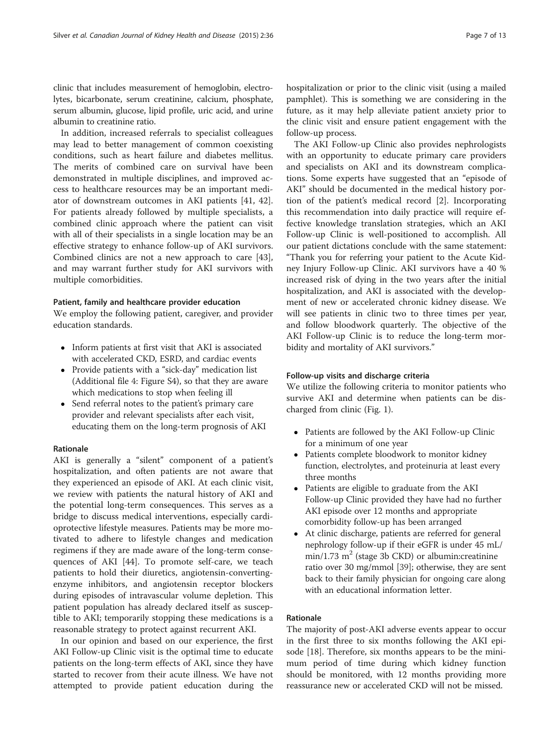clinic that includes measurement of hemoglobin, electrolytes, bicarbonate, serum creatinine, calcium, phosphate, serum albumin, glucose, lipid profile, uric acid, and urine albumin to creatinine ratio.

In addition, increased referrals to specialist colleagues may lead to better management of common coexisting conditions, such as heart failure and diabetes mellitus. The merits of combined care on survival have been demonstrated in multiple disciplines, and improved access to healthcare resources may be an important mediator of downstream outcomes in AKI patients [41, 42]. For patients already followed by multiple specialists, a combined clinic approach where the patient can visit with all of their specialists in a single location may be an effective strategy to enhance follow-up of AKI survivors. Combined clinics are not a new approach to care [43], and may warrant further study for AKI survivors with multiple comorbidities.

#### Patient, family and healthcare provider education

We employ the following patient, caregiver, and provider education standards.

- Inform patients at first visit that AKI is associated with accelerated CKD, ESRD, and cardiac events
- Provide patients with a "sick-day" medication list (Additional file 4: Figure S4), so that they are aware which medications to stop when feeling ill
- Send referral notes to the patient's primary care provider and relevant specialists after each visit, educating them on the long-term prognosis of AKI

#### Rationale

AKI is generally a "silent" component of a patient's hospitalization, and often patients are not aware that they experienced an episode of AKI. At each clinic visit, we review with patients the natural history of AKI and the potential long-term consequences. This serves as a bridge to discuss medical interventions, especially cardioprotective lifestyle measures. Patients may be more motivated to adhere to lifestyle changes and medication regimens if they are made aware of the long-term consequences of AKI [44]. To promote self-care, we teach patients to hold their diuretics, angiotensin-converting-enzyme inhibitors, and angiotensin receptor blockers during episodes of intravascular volume depletion. This patient population has already declared itself as susceptible to AKI; temporarily stopping these medications is a reasonable strategy to protect against recurrent AKI.

In our opinion and based on our experience, the first AKI Follow-up Clinic visit is the optimal time to educate patients on the long-term effects of AKI, since they have started to recover from their acute illness. We have not attempted to provide patient education during the hospitalization or prior to the clinic visit (using a mailed pamphlet). This is something we are considering in the future, as it may help alleviate patient anxiety prior to the clinic visit and ensure patient engagement with the follow-up process.

The AKI Follow-up Clinic also provides nephrologists with an opportunity to educate primary care providers and specialists on AKI and its downstream complications. Some experts have suggested that an "episode of AKI" should be documented in the medical history portion of the patient's medical record [2]. Incorporating this recommendation into daily practice will require effective knowledge translation strategies, which an AKI Follow-up Clinic is well-positioned to accomplish. All our patient dictations conclude with the same statement: "Thank you for referring your patient to the Acute Kidney Injury Follow-up Clinic. AKI survivors have a 40 % increased risk of dying in the two years after the initial hospitalization, and AKI is associated with the development of new or accelerated chronic kidney disease. We will see patients in clinic two to three times per year, and follow bloodwork quarterly. The objective of the AKI Follow-up Clinic is to reduce the long-term morbidity and mortality of AKI survivors."

#### Follow-up visits and discharge criteria

We utilize the following criteria to monitor patients who survive AKI and determine when patients can be discharged from clinic (Fig. 1).

- Patients are followed by the AKI Follow-up Clinic for a minimum of one year
- Patients complete bloodwork to monitor kidney function, electrolytes, and proteinuria at least every three months
- Patients are eligible to graduate from the AKI Follow-up Clinic provided they have had no further AKI episode over 12 months and appropriate comorbidity follow-up has been arranged
- At clinic discharge, patients are referred for general nephrology follow-up if their eGFR is under 45 mL/min/1.73 $m^2$ (stage 3b CKD) or albumin:creatinine ratio over 30 mg/mmol [39]; otherwise, they are sent back to their family physician for ongoing care along with an educational information letter.

#### Rationale

The majority of post-AKI adverse events appear to occur in the first three to six months following the AKI episode [18]. Therefore, six months appears to be the minimum period of time during which kidney function should be monitored, with 12 months providing more reassurance new or accelerated CKD will not be missed.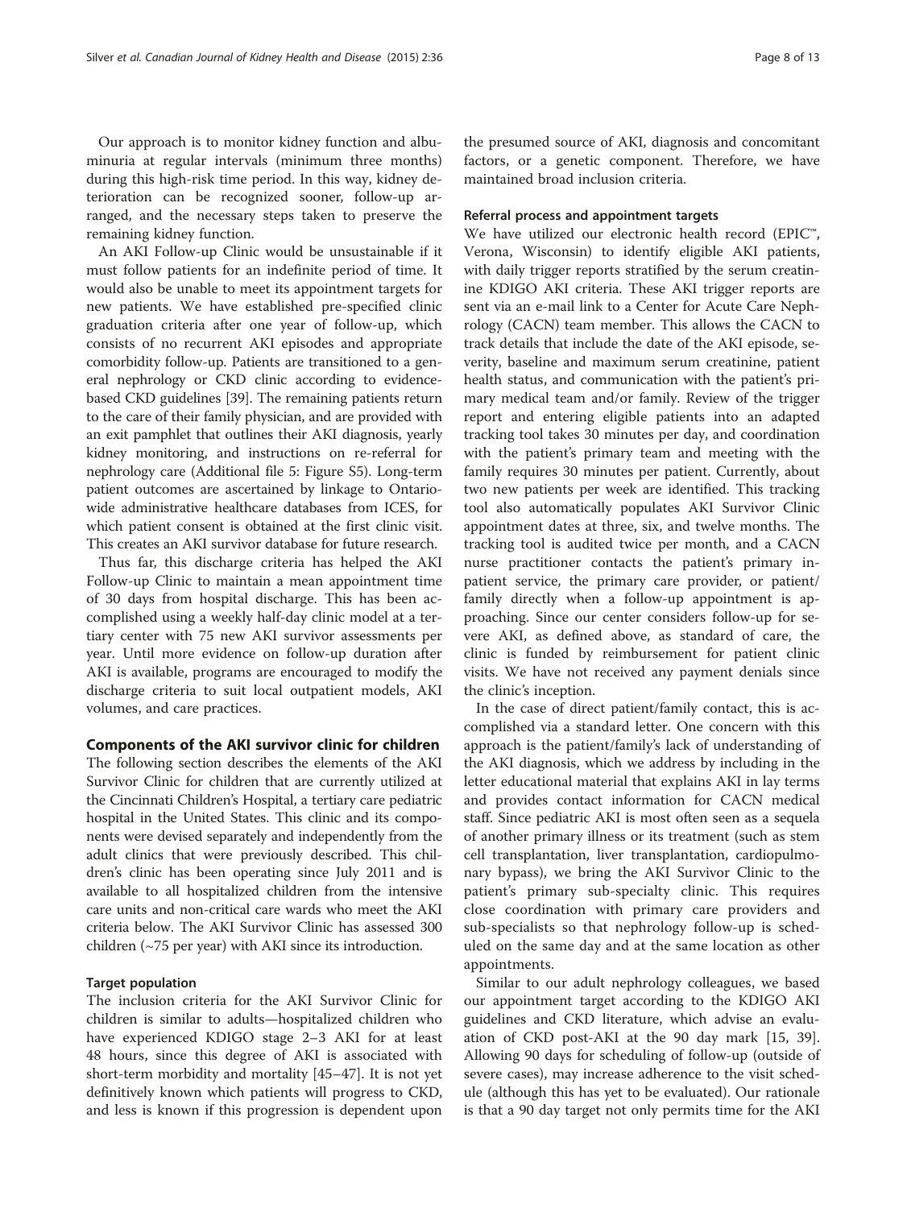Our approach is to monitor kidney function and albuminuria at regular intervals (minimum three months) during this high-risk time period. In this way, kidney deterioration can be recognized sooner, follow-up arranged, and the necessary steps taken to preserve the remaining kidney function.

An AKI Follow-up Clinic would be unsustainable if it must follow patients for an indefinite period of time. It would also be unable to meet its appointment targets for new patients. We have established pre-specified clinic graduation criteria after one year of follow-up, which consists of no recurrent AKI episodes and appropriate comorbidity follow-up. Patients are transitioned to a general nephrology or CKD clinic according to evidence-based CKD guidelines [39]. The remaining patients return to the care of their family physician, and are provided with an exit pamphlet that outlines their AKI diagnosis, yearly kidney monitoring, and instructions on re-referral for nephrology care (Additional file 5: Figure S5). Long-term patient outcomes are ascertained by linkage to Ontario-wide administrative healthcare databases from ICES, for which patient consent is obtained at the first clinic visit. This creates an AKI survivor database for future research.

Thus far, this discharge criteria has helped the AKI Follow-up Clinic to maintain a mean appointment time of 30 days from hospital discharge. This has been accomplished using a weekly half-day clinic model at a tertiary center with 75 new AKI survivor assessments per year. Until more evidence on follow-up duration after AKI is available, programs are encouraged to modify the discharge criteria to suit local outpatient models, AKI volumes, and care practices.

## Components of the AKI survivor clinic for children

The following section describes the elements of the AKI Survivor Clinic for children that are currently utilized at the Cincinnati Children's Hospital, a tertiary care pediatric hospital in the United States. This clinic and its components were devised separately and independently from the adult clinics that were previously described. This children's clinic has been operating since July 2011 and is available to all hospitalized children from the intensive care units and non-critical care wards who meet the AKI criteria below. The AKI Survivor Clinic has assessed 300 children (~75 per year) with AKI since its introduction.

### Target population

The inclusion criteria for the AKI Survivor Clinic for children is similar to adults—hospitalized children who have experienced KDIGO stage 2–3 AKI for at least 48 hours, since this degree of AKI is associated with short-term morbidity and mortality [45–47]. It is not yet definitively known which patients will progress to CKD, and less is known if this progression is dependent upon the presumed source of AKI, diagnosis and concomitant factors, or a genetic component. Therefore, we have maintained broad inclusion criteria.

### Referral process and appointment targets

We have utilized our electronic health record (EPIC™, Verona, Wisconsin) to identify eligible AKI patients, with daily trigger reports stratified by the serum creatinine KDIGO AKI criteria. These AKI trigger reports are sent via an e-mail link to a Center for Acute Care Nephrology (CACN) team member. This allows the CACN to track details that include the date of the AKI episode, severity, baseline and maximum serum creatinine, patient health status, and communication with the patient's primary medical team and/or family. Review of the trigger report and entering eligible patients into an adapted tracking tool takes 30 minutes per day, and coordination with the patient's primary team and meeting with the family requires 30 minutes per patient. Currently, about two new patients per week are identified. This tracking tool also automatically populates AKI Survivor Clinic appointment dates at three, six, and twelve months. The tracking tool is audited twice per month, and a CACN nurse practitioner contacts the patient's primary inpatient service, the primary care provider, or patient/family directly when a follow-up appointment is approaching. Since our center considers follow-up for severe AKI, as defined above, as standard of care, the clinic is funded by reimbursement for patient clinic visits. We have not received any payment denials since the clinic's inception.

In the case of direct patient/family contact, this is accomplished via a standard letter. One concern with this approach is the patient/family's lack of understanding of the AKI diagnosis, which we address by including in the letter educational material that explains AKI in lay terms and provides contact information for CACN medical staff. Since pediatric AKI is most often seen as a sequela of another primary illness or its treatment (such as stem cell transplantation, liver transplantation, cardiopulmonary bypass), we bring the AKI Survivor Clinic to the patient's primary sub-specialty clinic. This requires close coordination with primary care providers and sub-specialists so that nephrology follow-up is scheduled on the same day and at the same location as other appointments.

Similar to our adult nephrology colleagues, we based our appointment target according to the KDIGO AKI guidelines and CKD literature, which advise an evaluation of CKD post-AKI at the 90 day mark [15, 39]. Allowing 90 days for scheduling of follow-up (outside of severe cases), may increase adherence to the visit schedule (although this has yet to be evaluated). Our rationale is that a 90 day target not only permits time for the AKI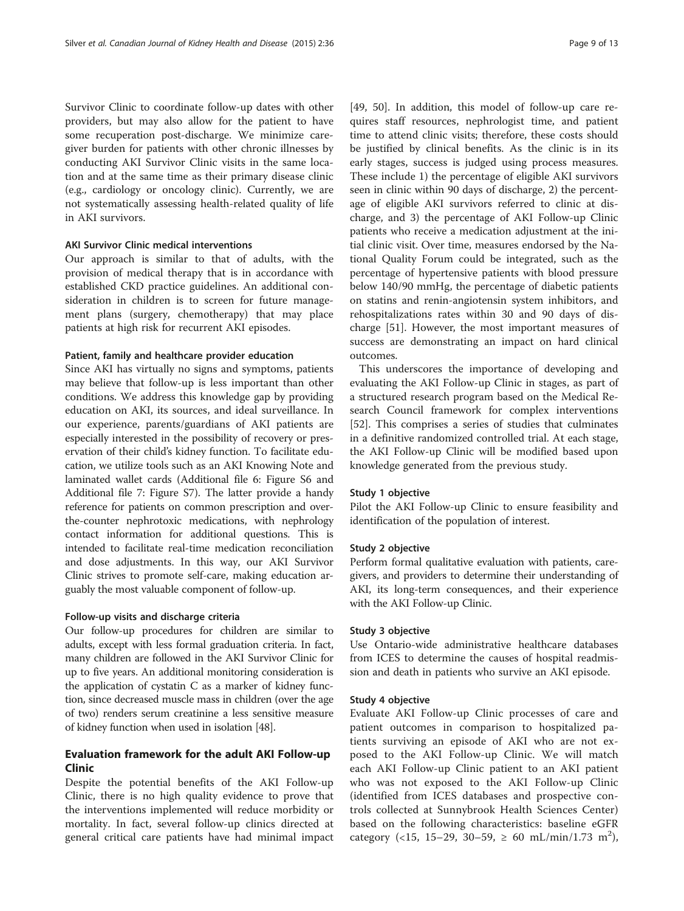Survivor Clinic to coordinate follow-up dates with other providers, but may also allow for the patient to have some recuperation post-discharge. We minimize caregiver burden for patients with other chronic illnesses by conducting AKI Survivor Clinic visits in the same location and at the same time as their primary disease clinic (e.g., cardiology or oncology clinic). Currently, we are not systematically assessing health-related quality of life in AKI survivors.

#### AKI Survivor Clinic medical interventions

Our approach is similar to that of adults, with the provision of medical therapy that is in accordance with established CKD practice guidelines. An additional consideration in children is to screen for future management plans (surgery, chemotherapy) that may place patients at high risk for recurrent AKI episodes.

#### Patient, family and healthcare provider education

Since AKI has virtually no signs and symptoms, patients may believe that follow-up is less important than other conditions. We address this knowledge gap by providing education on AKI, its sources, and ideal surveillance. In our experience, parents/guardians of AKI patients are especially interested in the possibility of recovery or preservation of their child's kidney function. To facilitate education, we utilize tools such as an AKI Knowing Note and laminated wallet cards (Additional file 6: Figure S6 and Additional file 7: Figure S7). The latter provide a handy reference for patients on common prescription and over-the-counter nephrotoxic medications, with nephrology contact information for additional questions. This is intended to facilitate real-time medication reconciliation and dose adjustments. In this way, our AKI Survivor Clinic strives to promote self-care, making education arguably the most valuable component of follow-up.

#### Follow-up visits and discharge criteria

Our follow-up procedures for children are similar to adults, except with less formal graduation criteria. In fact, many children are followed in the AKI Survivor Clinic for up to five years. An additional monitoring consideration is the application of cystatin C as a marker of kidney function, since decreased muscle mass in children (over the age of two) renders serum creatinine a less sensitive measure of kidney function when used in isolation [48].

## Evaluation framework for the adult AKI Follow-up Clinic

Despite the potential benefits of the AKI Follow-up Clinic, there is no high quality evidence to prove that the interventions implemented will reduce morbidity or mortality. In fact, several follow-up clinics directed at general critical care patients have had minimal impact [49, 50]. In addition, this model of follow-up care requires staff resources, nephrologist time, and patient time to attend clinic visits; therefore, these costs should be justified by clinical benefits. As the clinic is in its early stages, success is judged using process measures. These include 1) the percentage of eligible AKI survivors seen in clinic within 90 days of discharge, 2) the percentage of eligible AKI survivors referred to clinic at discharge, and 3) the percentage of AKI Follow-up Clinic patients who receive a medication adjustment at the initial clinic visit. Over time, measures endorsed by the National Quality Forum could be integrated, such as the percentage of hypertensive patients with blood pressure below 140/90 mmHg, the percentage of diabetic patients on statins and renin-angiotensin system inhibitors, and rehospitalizations rates within 30 and 90 days of discharge [51]. However, the most important measures of success are demonstrating an impact on hard clinical outcomes.

This underscores the importance of developing and evaluating the AKI Follow-up Clinic in stages, as part of a structured research program based on the Medical Research Council framework for complex interventions [52]. This comprises a series of studies that culminates in a definitive randomized controlled trial. At each stage, the AKI Follow-up Clinic will be modified based upon knowledge generated from the previous study.

#### Study 1 objective

Pilot the AKI Follow-up Clinic to ensure feasibility and identification of the population of interest.

#### Study 2 objective

Perform formal qualitative evaluation with patients, caregivers, and providers to determine their understanding of AKI, its long-term consequences, and their experience with the AKI Follow-up Clinic.

#### Study 3 objective

Use Ontario-wide administrative healthcare databases from ICES to determine the causes of hospital readmission and death in patients who survive an AKI episode.

#### Study 4 objective

Evaluate AKI Follow-up Clinic processes of care and patient outcomes in comparison to hospitalized patients surviving an episode of AKI who are not exposed to the AKI Follow-up Clinic. We will match each AKI Follow-up Clinic patient to an AKI patient who was not exposed to the AKI Follow-up Clinic (identified from ICES databases and prospective controls collected at Sunnybrook Health Sciences Center) based on the following characteristics: baseline eGFR category (<15, 15–29, 30–59, ≥ 60 mL/min/1.73 m$^2$),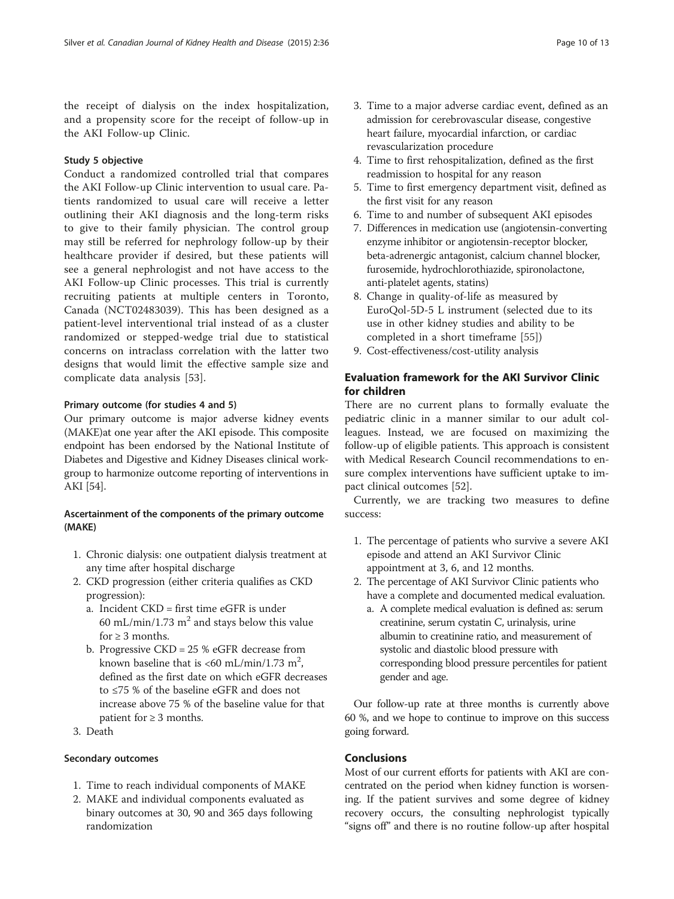the receipt of dialysis on the index hospitalization, and a propensity score for the receipt of follow-up in the AKI Follow-up Clinic.

#### Study 5 objective

Conduct a randomized controlled trial that compares the AKI Follow-up Clinic intervention to usual care. Patients randomized to usual care will receive a letter outlining their AKI diagnosis and the long-term risks to give to their family physician. The control group may still be referred for nephrology follow-up by their healthcare provider if desired, but these patients will see a general nephrologist and not have access to the AKI Follow-up Clinic processes. This trial is currently recruiting patients at multiple centers in Toronto, Canada (NCT02483039). This has been designed as a patient-level interventional trial instead of as a cluster randomized or stepped-wedge trial due to statistical concerns on intraclass correlation with the latter two designs that would limit the effective sample size and complicate data analysis [53].

#### Primary outcome (for studies 4 and 5)

Our primary outcome is major adverse kidney events (MAKE)at one year after the AKI episode. This composite endpoint has been endorsed by the National Institute of Diabetes and Digestive and Kidney Diseases clinical workgroup to harmonize outcome reporting of interventions in AKI [54].

#### Ascertainment of the components of the primary outcome (MAKE)

1. Chronic dialysis: one outpatient dialysis treatment at any time after hospital discharge
2. CKD progression (either criteria qualifies as CKD progression):
   a. Incident CKD = first time eGFR is under 60 mL/min/1.73 $m^2$ and stays below this value for ≥ 3 months.
   b. Progressive CKD = 25 % eGFR decrease from known baseline that is <60 mL/min/1.73 $m^2$, defined as the first date on which eGFR decreases to ≤75 % of the baseline eGFR and does not increase above 75 % of the baseline value for that patient for ≥ 3 months.
3. Death

#### Secondary outcomes

1. Time to reach individual components of MAKE
2. MAKE and individual components evaluated as binary outcomes at 30, 90 and 365 days following randomization
3. Time to a major adverse cardiac event, defined as an admission for cerebrovascular disease, congestive heart failure, myocardial infarction, or cardiac revascularization procedure
4. Time to first rehospitalization, defined as the first readmission to hospital for any reason
5. Time to first emergency department visit, defined as the first visit for any reason
6. Time to and number of subsequent AKI episodes
7. Differences in medication use (angiotensin-converting enzyme inhibitor or angiotensin-receptor blocker, beta-adrenergic antagonist, calcium channel blocker, furosemide, hydrochlorothiazide, spironolactone, anti-platelet agents, statins)
8. Change in quality-of-life as measured by EuroQol-5D-5 L instrument (selected due to its use in other kidney studies and ability to be completed in a short timeframe [55])
9. Cost-effectiveness/cost-utility analysis

### Evaluation framework for the AKI Survivor Clinic for children

There are no current plans to formally evaluate the pediatric clinic in a manner similar to our adult colleagues. Instead, we are focused on maximizing the follow-up of eligible patients. This approach is consistent with Medical Research Council recommendations to ensure complex interventions have sufficient uptake to impact clinical outcomes [52].

Currently, we are tracking two measures to define success:

1. The percentage of patients who survive a severe AKI episode and attend an AKI Survivor Clinic appointment at 3, 6, and 12 months.
2. The percentage of AKI Survivor Clinic patients who have a complete and documented medical evaluation.
   a. A complete medical evaluation is defined as: serum creatinine, serum cystatin C, urinalysis, urine albumin to creatinine ratio, and measurement of systolic and diastolic blood pressure with corresponding blood pressure percentiles for patient gender and age.

Our follow-up rate at three months is currently above 60 %, and we hope to continue to improve on this success going forward.

## Conclusions

Most of our current efforts for patients with AKI are concentrated on the period when kidney function is worsening. If the patient survives and some degree of kidney recovery occurs, the consulting nephrologist typically "signs off" and there is no routine follow-up after hospital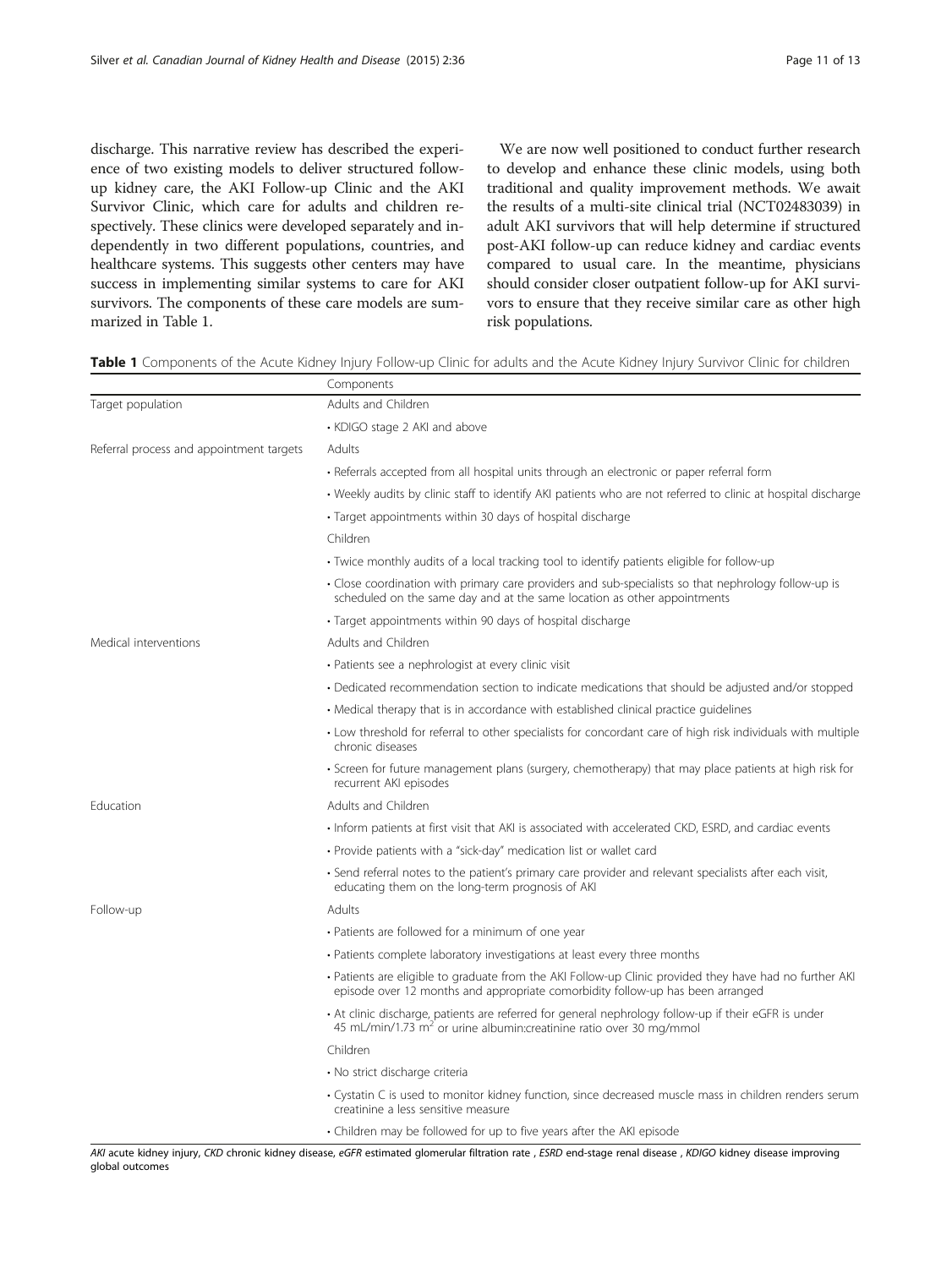discharge. This narrative review has described the experience of two existing models to deliver structured follow-up kidney care, the AKI Follow-up Clinic and the AKI Survivor Clinic, which care for adults and children respectively. These clinics were developed separately and independently in two different populations, countries, and healthcare systems. This suggests other centers may have success in implementing similar systems to care for AKI survivors. The components of these care models are summarized in Table 1.

We are now well positioned to conduct further research to develop and enhance these clinic models, using both traditional and quality improvement methods. We await the results of a multi-site clinical trial (NCT02483039) in adult AKI survivors that will help determine if structured post-AKI follow-up can reduce kidney and cardiac events compared to usual care. In the meantime, physicians should consider closer outpatient follow-up for AKI survivors to ensure that they receive similar care as other high risk populations.

**Table 1** Components of the Acute Kidney Injury Follow-up Clinic for adults and the Acute Kidney Injury Survivor Clinic for children

| | Components |
|---|---|
| Target population | Adults and Children |
| | • KDIGO stage 2 AKI and above |
| Referral process and appointment targets | Adults |
| | • Referrals accepted from all hospital units through an electronic or paper referral form |
| | • Weekly audits by clinic staff to identify AKI patients who are not referred to clinic at hospital discharge |
| | • Target appointments within 30 days of hospital discharge |
| | Children |
| | • Twice monthly audits of a local tracking tool to identify patients eligible for follow-up |
| | • Close coordination with primary care providers and sub-specialists so that nephrology follow-up is scheduled on the same day and at the same location as other appointments |
| | • Target appointments within 90 days of hospital discharge |
| Medical interventions | Adults and Children |
| | • Patients see a nephrologist at every clinic visit |
| | • Dedicated recommendation section to indicate medications that should be adjusted and/or stopped |
| | • Medical therapy that is in accordance with established clinical practice guidelines |
| | • Low threshold for referral to other specialists for concordant care of high risk individuals with multiple chronic diseases |
| | • Screen for future management plans (surgery, chemotherapy) that may place patients at high risk for recurrent AKI episodes |
| Education | Adults and Children |
| | • Inform patients at first visit that AKI is associated with accelerated CKD, ESRD, and cardiac events |
| | • Provide patients with a "sick-day" medication list or wallet card |
| | • Send referral notes to the patient's primary care provider and relevant specialists after each visit, educating them on the long-term prognosis of AKI |
| Follow-up | Adults |
| | • Patients are followed for a minimum of one year |
| | • Patients complete laboratory investigations at least every three months |
| | • Patients are eligible to graduate from the AKI Follow-up Clinic provided they have had no further AKI episode over 12 months and appropriate comorbidity follow-up has been arranged |
| | • At clinic discharge, patients are referred for general nephrology follow-up if their eGFR is under 45 mL/min/1.73 $m^2$ or urine albumin:creatinine ratio over 30 mg/mmol |
| | Children |
| | • No strict discharge criteria |
| | • Cystatin C is used to monitor kidney function, since decreased muscle mass in children renders serum creatinine a less sensitive measure |
| | • Children may be followed for up to five years after the AKI episode |

*AKI* acute kidney injury, *CKD* chronic kidney disease, *eGFR* estimated glomerular filtration rate , *ESRD* end-stage renal disease , *KDIGO* kidney disease improving global outcomes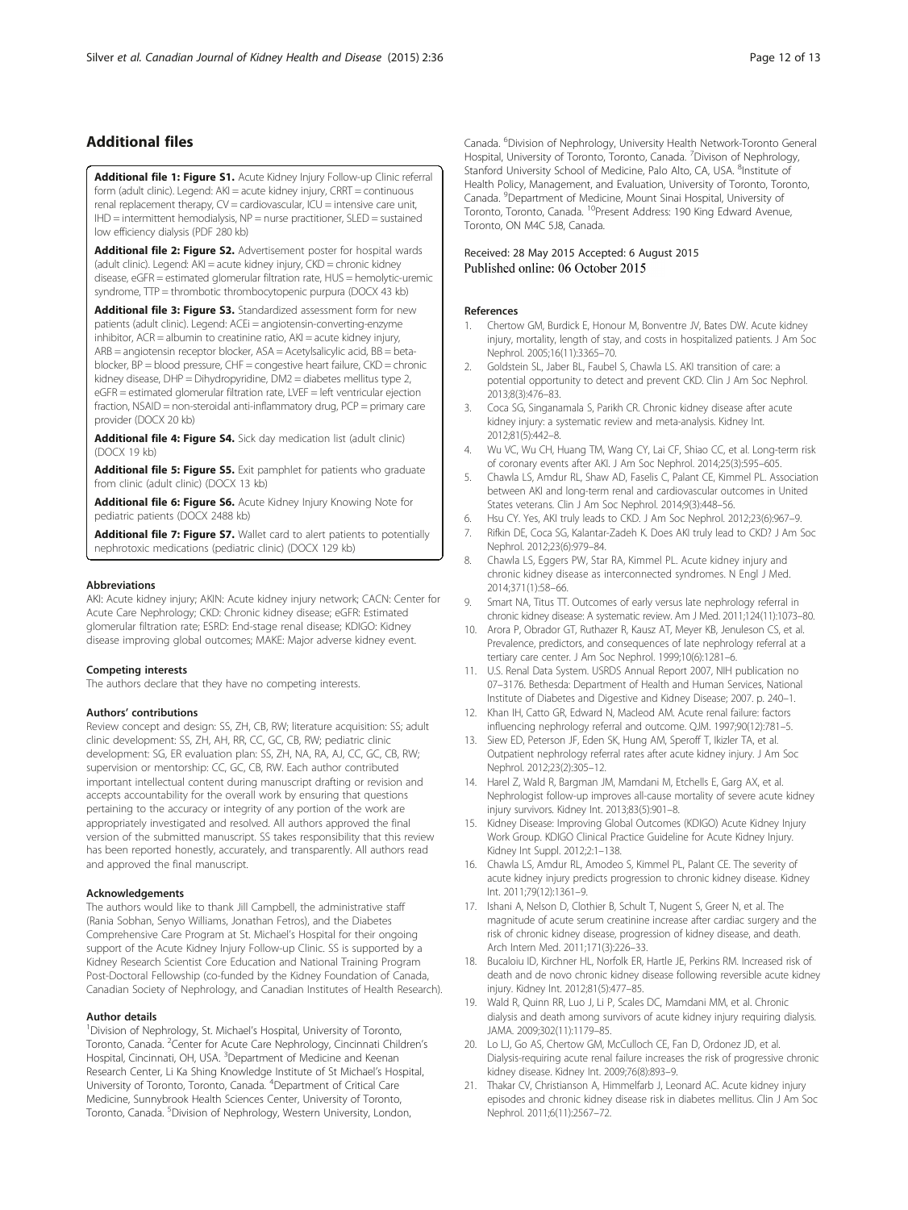## Additional files

**Additional file 1: Figure S1.** Acute Kidney Injury Follow-up Clinic referral form (adult clinic). Legend: AKI = acute kidney injury, CRRT = continuous renal replacement therapy, CV = cardiovascular, ICU = intensive care unit, IHD = intermittent hemodialysis, NP = nurse practitioner, SLED = sustained low efficiency dialysis (PDF 280 kb)

**Additional file 2: Figure S2.** Advertisement poster for hospital wards (adult clinic). Legend: AKI = acute kidney injury, CKD = chronic kidney disease, eGFR = estimated glomerular filtration rate, HUS = hemolytic-uremic syndrome, TTP = thrombotic thrombocytopenic purpura (DOCX 43 kb)

**Additional file 3: Figure S3.** Standardized assessment form for new patients (adult clinic). Legend: ACEi = angiotensin-converting-enzyme inhibitor, ACR = albumin to creatinine ratio, AKI = acute kidney injury, ARB = angiotensin receptor blocker, ASA = Acetylsalicylic acid, BB = beta-blocker, BP = blood pressure, CHF = congestive heart failure, CKD = chronic kidney disease, DHP = Dihydropyridine, DM2 = diabetes mellitus type 2, eGFR = estimated glomerular filtration rate, LVEF = left ventricular ejection fraction, NSAID = non-steroidal anti-inflammatory drug, PCP = primary care provider (DOCX 20 kb)

**Additional file 4: Figure S4.** Sick day medication list (adult clinic) (DOCX 19 kb)

**Additional file 5: Figure S5.** Exit pamphlet for patients who graduate from clinic (adult clinic) (DOCX 13 kb)

**Additional file 6: Figure S6.** Acute Kidney Injury Knowing Note for pediatric patients (DOCX 2488 kb)

**Additional file 7: Figure S7.** Wallet card to alert patients to potentially nephrotoxic medications (pediatric clinic) (DOCX 129 kb)

#### Abbreviations

AKI: Acute kidney injury; AKIN: Acute kidney injury network; CACN: Center for Acute Care Nephrology; CKD: Chronic kidney disease; eGFR: Estimated glomerular filtration rate; ESRD: End-stage renal disease; KDIGO: Kidney disease improving global outcomes; MAKE: Major adverse kidney event.

#### Competing interests

The authors declare that they have no competing interests.

#### Authors' contributions

Review concept and design: SS, ZH, CB, RW; literature acquisition: SS; adult clinic development: SS, ZH, AH, RR, CC, GC, CB, RW; pediatric clinic development: SG, ER evaluation plan: SS, ZH, NA, RA, AJ, CC, GC, CB, RW; supervision or mentorship: CC, GC, CB, RW. Each author contributed important intellectual content during manuscript drafting or revision and accepts accountability for the overall work by ensuring that questions pertaining to the accuracy or integrity of any portion of the work are appropriately investigated and resolved. All authors approved the final version of the submitted manuscript. SS takes responsibility that this review has been reported honestly, accurately, and transparently. All authors read and approved the final manuscript.

#### Acknowledgements

The authors would like to thank Jill Campbell, the administrative staff (Rania Sobhan, Senyo Williams, Jonathan Fetros), and the Diabetes Comprehensive Care Program at St. Michael's Hospital for their ongoing support of the Acute Kidney Injury Follow-up Clinic. SS is supported by a Kidney Research Scientist Core Education and National Training Program Post-Doctoral Fellowship (co-funded by the Kidney Foundation of Canada, Canadian Society of Nephrology, and Canadian Institutes of Health Research).

#### Author details

[1]Division of Nephrology, St. Michael's Hospital, University of Toronto, Toronto, Canada. [2]Center for Acute Care Nephrology, Cincinnati Children's Hospital, Cincinnati, OH, USA. [3]Department of Medicine and Keenan Research Center, Li Ka Shing Knowledge Institute of St Michael's Hospital, University of Toronto, Toronto, Canada. [4]Department of Critical Care Medicine, Sunnybrook Health Sciences Center, University of Toronto, Toronto, Canada. [5]Division of Nephrology, Western University, London, Canada. [6]Division of Nephrology, University Health Network-Toronto General Hospital, University of Toronto, Toronto, Canada. [7]Divison of Nephrology, Stanford University School of Medicine, Palo Alto, CA, USA. [8]Institute of Health Policy, Management, and Evaluation, University of Toronto, Toronto, Canada. [9]Department of Medicine, Mount Sinai Hospital, University of Toronto, Toronto, Canada. [10]Present Address: 190 King Edward Avenue, Toronto, ON M4C 5J8, Canada.

Received: 28 May 2015 Accepted: 6 August 2015
Published online: 06 October 2015

#### References

1. Chertow GM, Burdick E, Honour M, Bonventre JV, Bates DW. Acute kidney injury, mortality, length of stay, and costs in hospitalized patients. J Am Soc Nephrol. 2005;16(11):3365–70.
2. Goldstein SL, Jaber BL, Faubel S, Chawla LS. AKI transition of care: a potential opportunity to detect and prevent CKD. Clin J Am Soc Nephrol. 2013;8(3):476–83.
3. Coca SG, Singanamala S, Parikh CR. Chronic kidney disease after acute kidney injury: a systematic review and meta-analysis. Kidney Int. 2012;81(5):442–8.
4. Wu VC, Wu CH, Huang TM, Wang CY, Lai CF, Shiao CC, et al. Long-term risk of coronary events after AKI. J Am Soc Nephrol. 2014;25(3):595–605.
5. Chawla LS, Amdur RL, Shaw AD, Faselis C, Palant CE, Kimmel PL. Association between AKI and long-term renal and cardiovascular outcomes in United States veterans. Clin J Am Soc Nephrol. 2014;9(3):448–56.
6. Hsu CY. Yes, AKI truly leads to CKD. J Am Soc Nephrol. 2012;23(6):967–9.
7. Rifkin DE, Coca SG, Kalantar-Zadeh K. Does AKI truly lead to CKD? J Am Soc Nephrol. 2012;23(6):979–84.
8. Chawla LS, Eggers PW, Star RA, Kimmel PL. Acute kidney injury and chronic kidney disease as interconnected syndromes. N Engl J Med. 2014;371(1):58–66.
9. Smart NA, Titus TT. Outcomes of early versus late nephrology referral in chronic kidney disease: A systematic review. Am J Med. 2011;124(11):1073–80.
10. Arora P, Obrador GT, Ruthazer R, Kausz AT, Meyer KB, Jenuleson CS, et al. Prevalence, predictors, and consequences of late nephrology referral at a tertiary care center. J Am Soc Nephrol. 1999;10(6):1281–6.
11. U.S. Renal Data System. USRDS Annual Report 2007, NIH publication no 07–3176. Bethesda: Department of Health and Human Services, National Institute of Diabetes and Digestive and Kidney Disease; 2007. p. 240–1.
12. Khan IH, Catto GR, Edward N, Macleod AM. Acute renal failure: factors influencing nephrology referral and outcome. QJM. 1997;90(12):781–5.
13. Siew ED, Peterson JF, Eden SK, Hung AM, Speroff T, Ikizler TA, et al. Outpatient nephrology referral rates after acute kidney injury. J Am Soc Nephrol. 2012;23(2):305–12.
14. Harel Z, Wald R, Bargman JM, Mamdani M, Etchells E, Garg AX, et al. Nephrologist follow-up improves all-cause mortality of severe acute kidney injury survivors. Kidney Int. 2013;83(5):901–8.
15. Kidney Disease: Improving Global Outcomes (KDIGO) Acute Kidney Injury Work Group. KDIGO Clinical Practice Guideline for Acute Kidney Injury. Kidney Int Suppl. 2012;2:1–138.
16. Chawla LS, Amdur RL, Amodeo S, Kimmel PL, Palant CE. The severity of acute kidney injury predicts progression to chronic kidney disease. Kidney Int. 2011;79(12):1361–9.
17. Ishani A, Nelson D, Clothier B, Schult T, Nugent S, Greer N, et al. The magnitude of acute serum creatinine increase after cardiac surgery and the risk of chronic kidney disease, progression of kidney disease, and death. Arch Intern Med. 2011;171(3):226–33.
18. Bucaloiu ID, Kirchner HL, Norfolk ER, Hartle JE, Perkins RM. Increased risk of death and de novo chronic kidney disease following reversible acute kidney injury. Kidney Int. 2012;81(5):477–85.
19. Wald R, Quinn RR, Luo J, Li P, Scales DC, Mamdani MM, et al. Chronic dialysis and death among survivors of acute kidney injury requiring dialysis. JAMA. 2009;302(11):1179–85.
20. Lo LJ, Go AS, Chertow GM, McCulloch CE, Fan D, Ordonez JD, et al. Dialysis-requiring acute renal failure increases the risk of progressive chronic kidney disease. Kidney Int. 2009;76(8):893–9.
21. Thakar CV, Christianson A, Himmelfarb J, Leonard AC. Acute kidney injury episodes and chronic kidney disease risk in diabetes mellitus. Clin J Am Soc Nephrol. 2011;6(11):2567–72.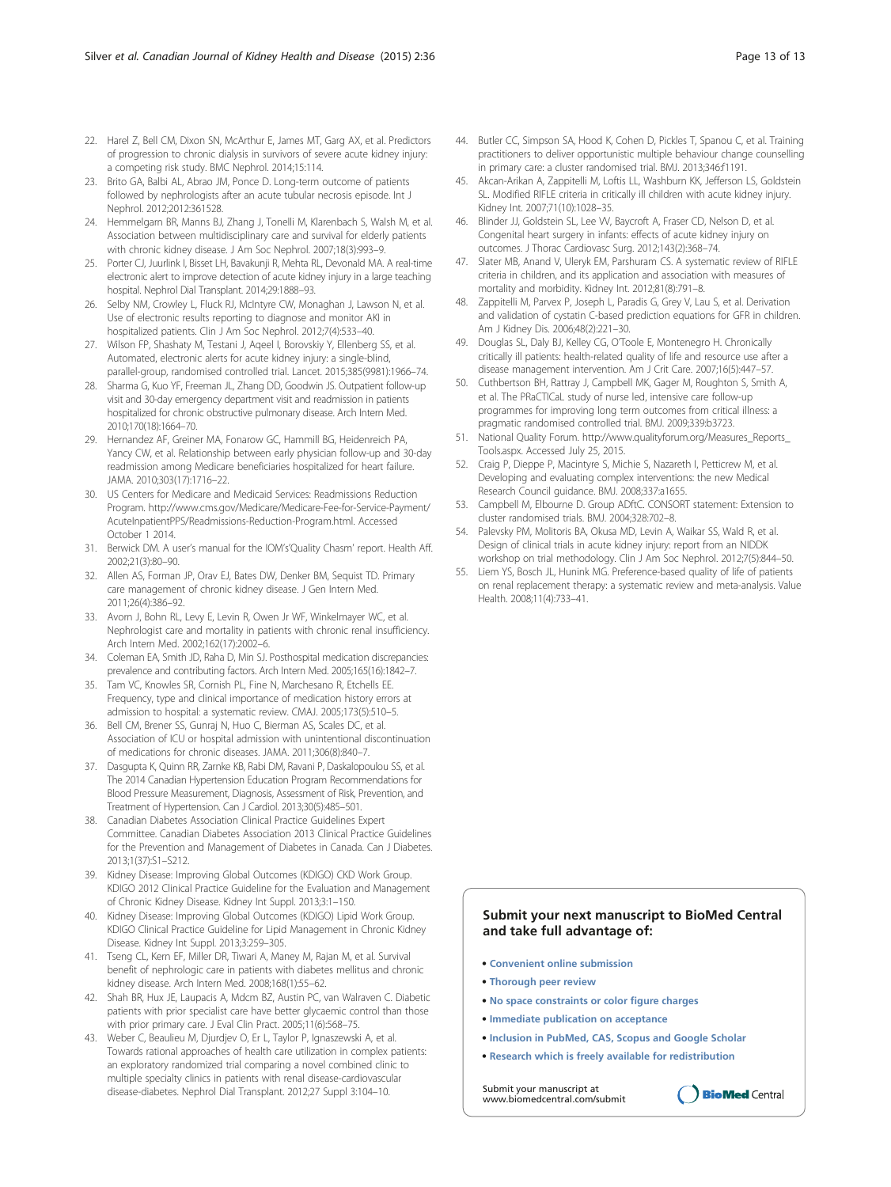22. Harel Z, Bell CM, Dixon SN, McArthur E, James MT, Garg AX, et al. Predictors of progression to chronic dialysis in survivors of severe acute kidney injury: a competing risk study. BMC Nephrol. 2014;15:114.
23. Brito GA, Balbi AL, Abrao JM, Ponce D. Long-term outcome of patients followed by nephrologists after an acute tubular necrosis episode. Int J Nephrol. 2012;2012:361528.
24. Hemmelgarn BR, Manns BJ, Zhang J, Tonelli M, Klarenbach S, Walsh M, et al. Association between multidisciplinary care and survival for elderly patients with chronic kidney disease. J Am Soc Nephrol. 2007;18(3):993–9.
25. Porter CJ, Juurlink I, Bisset LH, Bavakunji R, Mehta RL, Devonald MA. A real-time electronic alert to improve detection of acute kidney injury in a large teaching hospital. Nephrol Dial Transplant. 2014;29:1888–93.
26. Selby NM, Crowley L, Fluck RJ, McIntyre CW, Monaghan J, Lawson N, et al. Use of electronic results reporting to diagnose and monitor AKI in hospitalized patients. Clin J Am Soc Nephrol. 2012;7(4):533–40.
27. Wilson FP, Shashaty M, Testani J, Aqeel I, Borovskiy Y, Ellenberg SS, et al. Automated, electronic alerts for acute kidney injury: a single-blind, parallel-group, randomised controlled trial. Lancet. 2015;385(9981):1966–74.
28. Sharma G, Kuo YF, Freeman JL, Zhang DD, Goodwin JS. Outpatient follow-up visit and 30-day emergency department visit and readmission in patients hospitalized for chronic obstructive pulmonary disease. Arch Intern Med. 2010;170(18):1664–70.
29. Hernandez AF, Greiner MA, Fonarow GC, Hammill BG, Heidenreich PA, Yancy CW, et al. Relationship between early physician follow-up and 30-day readmission among Medicare beneficiaries hospitalized for heart failure. JAMA. 2010;303(17):1716–22.
30. US Centers for Medicare and Medicaid Services: Readmissions Reduction Program. http://www.cms.gov/Medicare/Medicare-Fee-for-Service-Payment/AcuteInpatientPPS/Readmissions-Reduction-Program.html. Accessed October 1 2014.
31. Berwick DM. A user's manual for the IOM's'Quality Chasm' report. Health Aff. 2002;21(3):80–90.
32. Allen AS, Forman JP, Orav EJ, Bates DW, Denker BM, Sequist TD. Primary care management of chronic kidney disease. J Gen Intern Med. 2011;26(4):386–92.
33. Avorn J, Bohn RL, Levy E, Levin R, Owen Jr WF, Winkelmayer WC, et al. Nephrologist care and mortality in patients with chronic renal insufficiency. Arch Intern Med. 2002;162(17):2002–6.
34. Coleman EA, Smith JD, Raha D, Min SJ. Posthospital medication discrepancies: prevalence and contributing factors. Arch Intern Med. 2005;165(16):1842–7.
35. Tam VC, Knowles SR, Cornish PL, Fine N, Marchesano R, Etchells EE. Frequency, type and clinical importance of medication history errors at admission to hospital: a systematic review. CMAJ. 2005;173(5):510–5.
36. Bell CM, Brener SS, Gunraj N, Huo C, Bierman AS, Scales DC, et al. Association of ICU or hospital admission with unintentional discontinuation of medications for chronic diseases. JAMA. 2011;306(8):840–7.
37. Dasgupta K, Quinn RR, Zarnke KB, Rabi DM, Ravani P, Daskalopoulou SS, et al. The 2014 Canadian Hypertension Education Program Recommendations for Blood Pressure Measurement, Diagnosis, Assessment of Risk, Prevention, and Treatment of Hypertension. Can J Cardiol. 2013;30(5):485–501.
38. Canadian Diabetes Association Clinical Practice Guidelines Expert Committee. Canadian Diabetes Association 2013 Clinical Practice Guidelines for the Prevention and Management of Diabetes in Canada. Can J Diabetes. 2013;1(37):S1–S212.
39. Kidney Disease: Improving Global Outcomes (KDIGO) CKD Work Group. KDIGO 2012 Clinical Practice Guideline for the Evaluation and Management of Chronic Kidney Disease. Kidney Int Suppl. 2013;3:1–150.
40. Kidney Disease: Improving Global Outcomes (KDIGO) Lipid Work Group. KDIGO Clinical Practice Guideline for Lipid Management in Chronic Kidney Disease. Kidney Int Suppl. 2013;3:259–305.
41. Tseng CL, Kern EF, Miller DR, Tiwari A, Maney M, Rajan M, et al. Survival benefit of nephrologic care in patients with diabetes mellitus and chronic kidney disease. Arch Intern Med. 2008;168(1):55–62.
42. Shah BR, Hux JE, Laupacis A, Mdcm BZ, Austin PC, van Walraven C. Diabetic patients with prior specialist care have better glycaemic control than those with prior primary care. J Eval Clin Pract. 2005;11(6):568–75.
43. Weber C, Beaulieu M, Djurdjev O, Er L, Taylor P, Ignaszewski A, et al. Towards rational approaches of health care utilization in complex patients: an exploratory randomized trial comparing a novel combined clinic to multiple specialty clinics in patients with renal disease-cardiovascular disease-diabetes. Nephrol Dial Transplant. 2012;27 Suppl 3:104–10.
44. Butler CC, Simpson SA, Hood K, Cohen D, Pickles T, Spanou C, et al. Training practitioners to deliver opportunistic multiple behaviour change counselling in primary care: a cluster randomised trial. BMJ. 2013;346:f1191.
45. Akcan-Arikan A, Zappitelli M, Loftis LL, Washburn KK, Jefferson LS, Goldstein SL. Modified RIFLE criteria in critically ill children with acute kidney injury. Kidney Int. 2007;71(10):1028–35.
46. Blinder JJ, Goldstein SL, Lee VV, Baycroft A, Fraser CD, Nelson D, et al. Congenital heart surgery in infants: effects of acute kidney injury on outcomes. J Thorac Cardiovasc Surg. 2012;143(2):368–74.
47. Slater MB, Anand V, Uleryk EM, Parshuram CS. A systematic review of RIFLE criteria in children, and its application and association with measures of mortality and morbidity. Kidney Int. 2012;81(8):791–8.
48. Zappitelli M, Parvex P, Joseph L, Paradis G, Grey V, Lau S, et al. Derivation and validation of cystatin C-based prediction equations for GFR in children. Am J Kidney Dis. 2006;48(2):221–30.
49. Douglas SL, Daly BJ, Kelley CG, O'Toole E, Montenegro H. Chronically critically ill patients: health-related quality of life and resource use after a disease management intervention. Am J Crit Care. 2007;16(5):447–57.
50. Cuthbertson BH, Rattray J, Campbell MK, Gager M, Roughton S, Smith A, et al. The PRaCTICaL study of nurse led, intensive care follow-up programmes for improving long term outcomes from critical illness: a pragmatic randomised controlled trial. BMJ. 2009;339:b3723.
51. National Quality Forum. http://www.qualityforum.org/Measures_Reports_Tools.aspx. Accessed July 25, 2015.
52. Craig P, Dieppe P, Macintyre S, Michie S, Nazareth I, Petticrew M, et al. Developing and evaluating complex interventions: the new Medical Research Council guidance. BMJ. 2008;337:a1655.
53. Campbell M, Elbourne D. Group ADftC. CONSORT statement: Extension to cluster randomised trials. BMJ. 2004;328:702–8.
54. Palevsky PM, Molitoris BA, Okusa MD, Levin A, Waikar SS, Wald R, et al. Design of clinical trials in acute kidney injury: report from an NIDDK workshop on trial methodology. Clin J Am Soc Nephrol. 2012;7(5):844–50.
55. Liem YS, Bosch JL, Hunink MG. Preference-based quality of life of patients on renal replacement therapy: a systematic review and meta-analysis. Value Health. 2008;11(4):733–41.